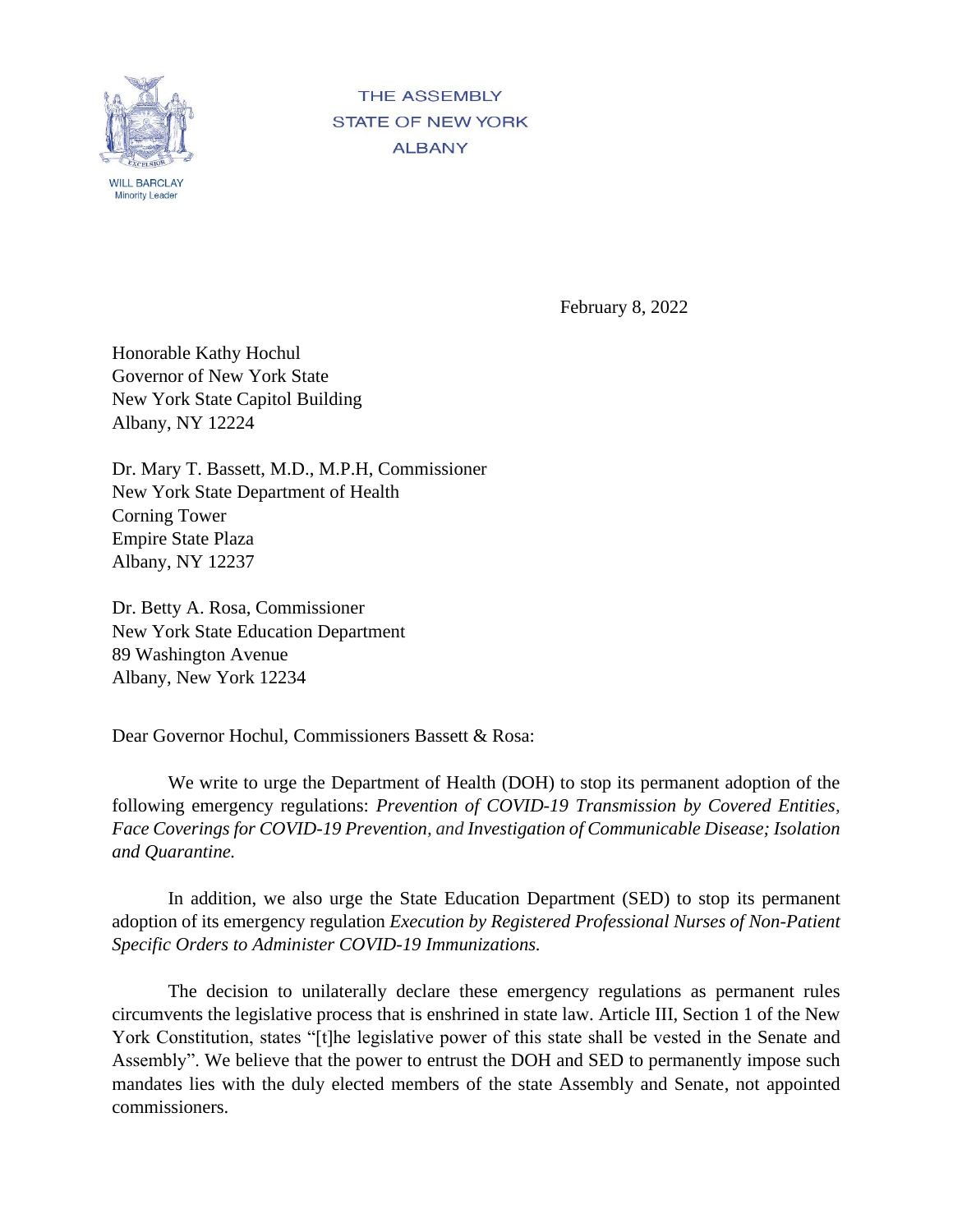THE ASSEMBLY
STATE OF NEW YORK
ALBANY

WILL BARCLAY
Minority Leader

February 8, 2022

Honorable Kathy Hochul
Governor of New York State
New York State Capitol Building
Albany, NY 12224

Dr. Mary T. Bassett, M.D., M.P.H, Commissioner
New York State Department of Health
Corning Tower
Empire State Plaza
Albany, NY 12237

Dr. Betty A. Rosa, Commissioner
New York State Education Department
89 Washington Avenue
Albany, New York 12234

Dear Governor Hochul, Commissioners Bassett & Rosa:

We write to urge the Department of Health (DOH) to stop its permanent adoption of the following emergency regulations: *Prevention of COVID-19 Transmission by Covered Entities, Face Coverings for COVID-19 Prevention, and Investigation of Communicable Disease; Isolation and Quarantine.*

In addition, we also urge the State Education Department (SED) to stop its permanent adoption of its emergency regulation *Execution by Registered Professional Nurses of Non-Patient Specific Orders to Administer COVID-19 Immunizations.*

The decision to unilaterally declare these emergency regulations as permanent rules circumvents the legislative process that is enshrined in state law. Article III, Section 1 of the New York Constitution, states "[t]he legislative power of this state shall be vested in the Senate and Assembly". We believe that the power to entrust the DOH and SED to permanently impose such mandates lies with the duly elected members of the state Assembly and Senate, not appointed commissioners.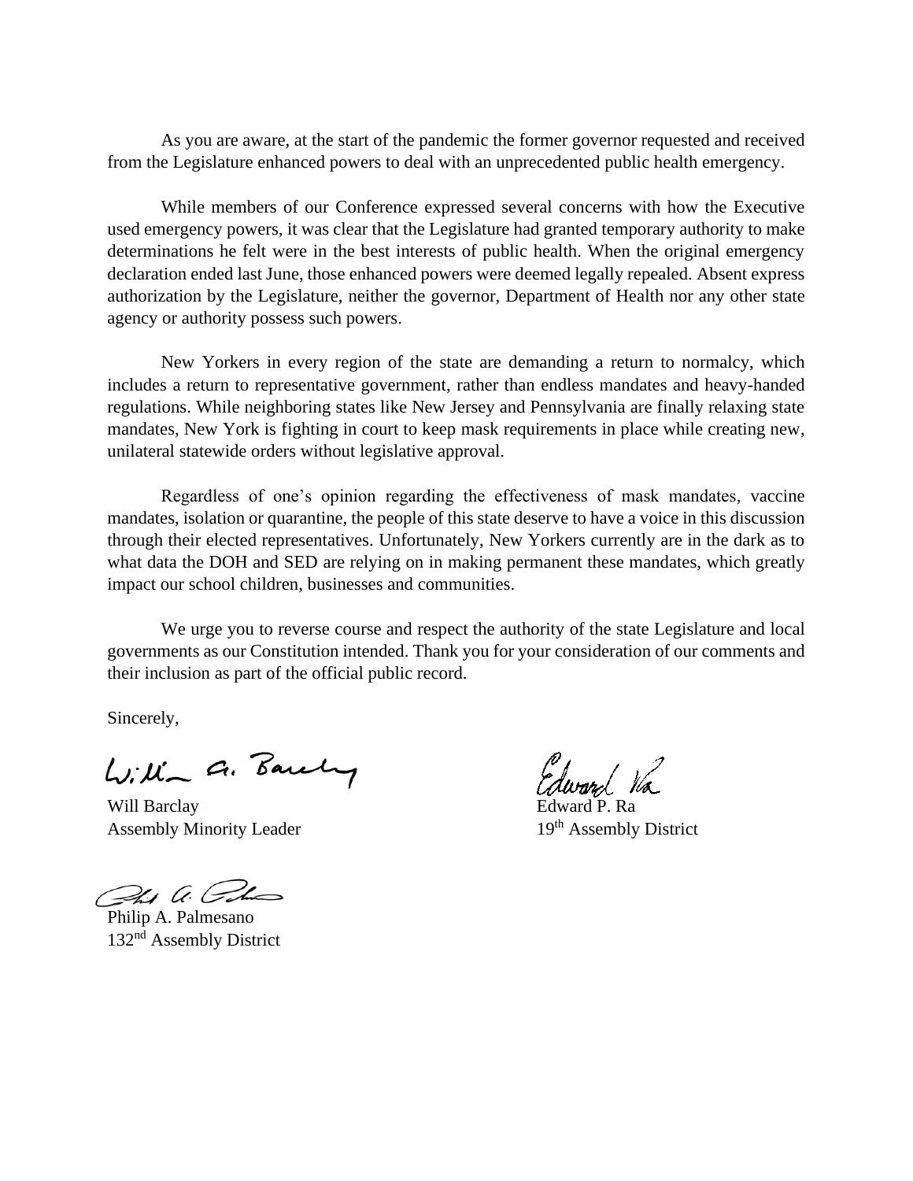As you are aware, at the start of the pandemic the former governor requested and received from the Legislature enhanced powers to deal with an unprecedented public health emergency.

While members of our Conference expressed several concerns with how the Executive used emergency powers, it was clear that the Legislature had granted temporary authority to make determinations he felt were in the best interests of public health. When the original emergency declaration ended last June, those enhanced powers were deemed legally repealed. Absent express authorization by the Legislature, neither the governor, Department of Health nor any other state agency or authority possess such powers.

New Yorkers in every region of the state are demanding a return to normalcy, which includes a return to representative government, rather than endless mandates and heavy-handed regulations. While neighboring states like New Jersey and Pennsylvania are finally relaxing state mandates, New York is fighting in court to keep mask requirements in place while creating new, unilateral statewide orders without legislative approval.

Regardless of one's opinion regarding the effectiveness of mask mandates, vaccine mandates, isolation or quarantine, the people of this state deserve to have a voice in this discussion through their elected representatives. Unfortunately, New Yorkers currently are in the dark as to what data the DOH and SED are relying on in making permanent these mandates, which greatly impact our school children, businesses and communities.

We urge you to reverse course and respect the authority of the state Legislature and local governments as our Constitution intended. Thank you for your consideration of our comments and their inclusion as part of the official public record.

Sincerely,

Will Barclay
Assembly Minority Leader

Edward P. Ra
19th Assembly District

Philip A. Palmesano
132nd Assembly District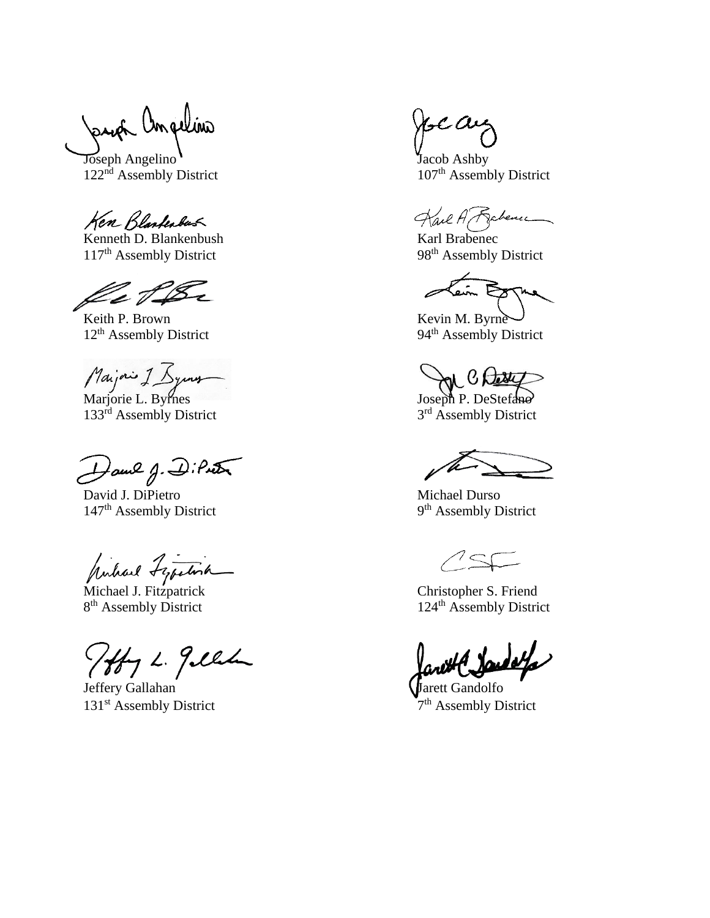Joseph Angelino
122nd Assembly District

Jacob Ashby
107th Assembly District

Kenneth D. Blankenbush
117th Assembly District

Karl Brabenec
98th Assembly District

Keith P. Brown
12th Assembly District

Kevin M. Byrne
94th Assembly District

Marjorie L. Byrnes
133rd Assembly District

Joseph P. DeStefano
3rd Assembly District

David J. DiPietro
147th Assembly District

Michael Durso
9th Assembly District

Michael J. Fitzpatrick
8th Assembly District

Christopher S. Friend
124th Assembly District

Jeffery Gallahan
131st Assembly District

Jarett Gandolfo
7th Assembly District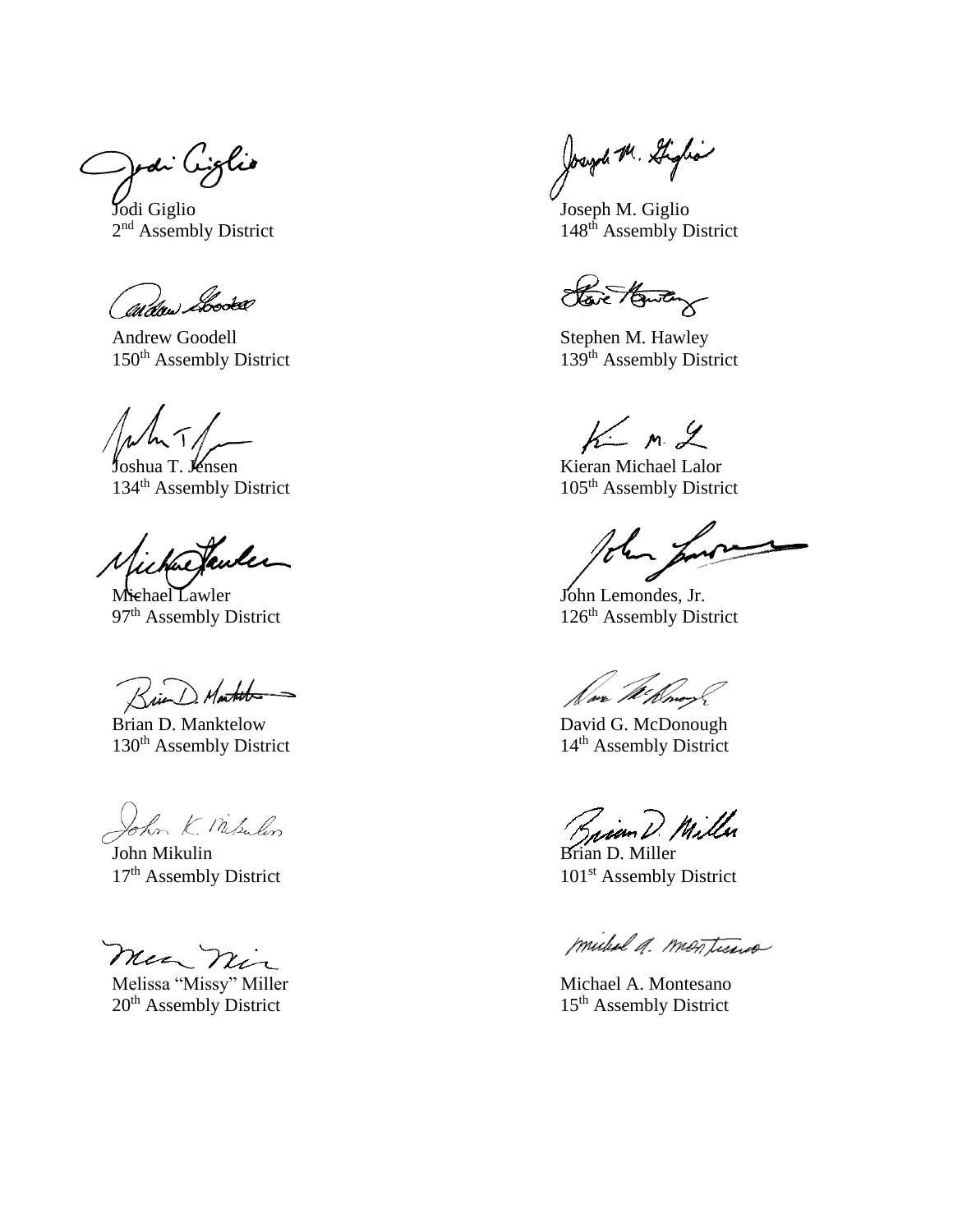Jodi Giglio
2nd Assembly District

Joseph M. Giglio
148th Assembly District

Andrew Goodell
150th Assembly District

Stephen M. Hawley
139th Assembly District

Joshua T. Jensen
134th Assembly District

Kieran Michael Lalor
105th Assembly District

Michael Lawler
97th Assembly District

John Lemondes, Jr.
126th Assembly District

Brian D. Manktelow
130th Assembly District

David G. McDonough
14th Assembly District

John Mikulin
17th Assembly District

Brian D. Miller
101st Assembly District

Melissa "Missy" Miller
20th Assembly District

Michael A. Montesano
15th Assembly District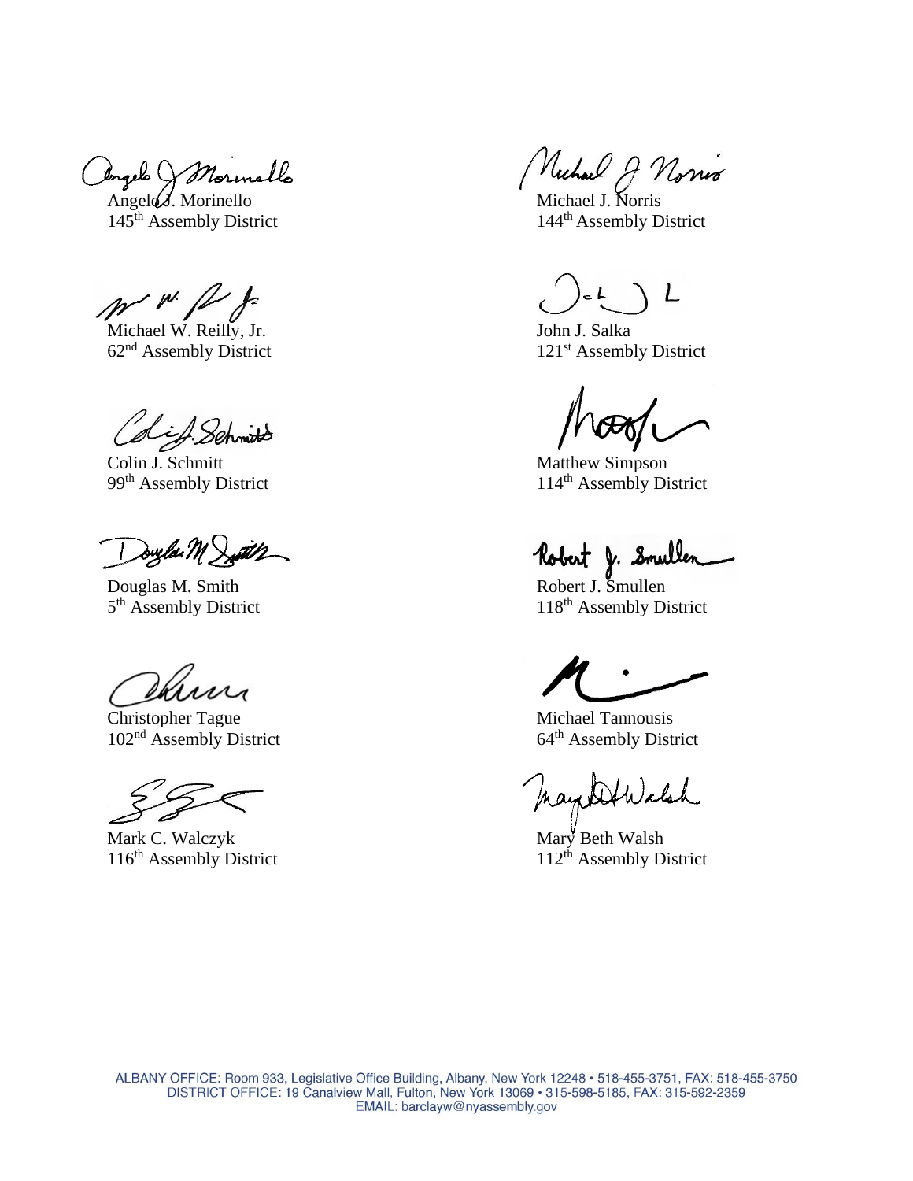Angelo J. Morinello
145th Assembly District

Michael J. Norris
144th Assembly District

Michael W. Reilly, Jr.
62nd Assembly District

John J. Salka
121st Assembly District

Colin J. Schmitt
99th Assembly District

Matthew Simpson
114th Assembly District

Douglas M. Smith
5th Assembly District

Robert J. Smullen
118th Assembly District

Christopher Tague
102nd Assembly District

Michael Tannousis
64th Assembly District

Mark C. Walczyk
116th Assembly District

Mary Beth Walsh
112th Assembly District

ALBANY OFFICE: Room 933, Legislative Office Building, Albany, New York 12248 • 518-455-3751, FAX: 518-455-3750
DISTRICT OFFICE: 19 Canalview Mall, Fulton, New York 13069 • 315-598-5185, FAX: 315-592-2359
EMAIL: barclayw@nyassembly.gov